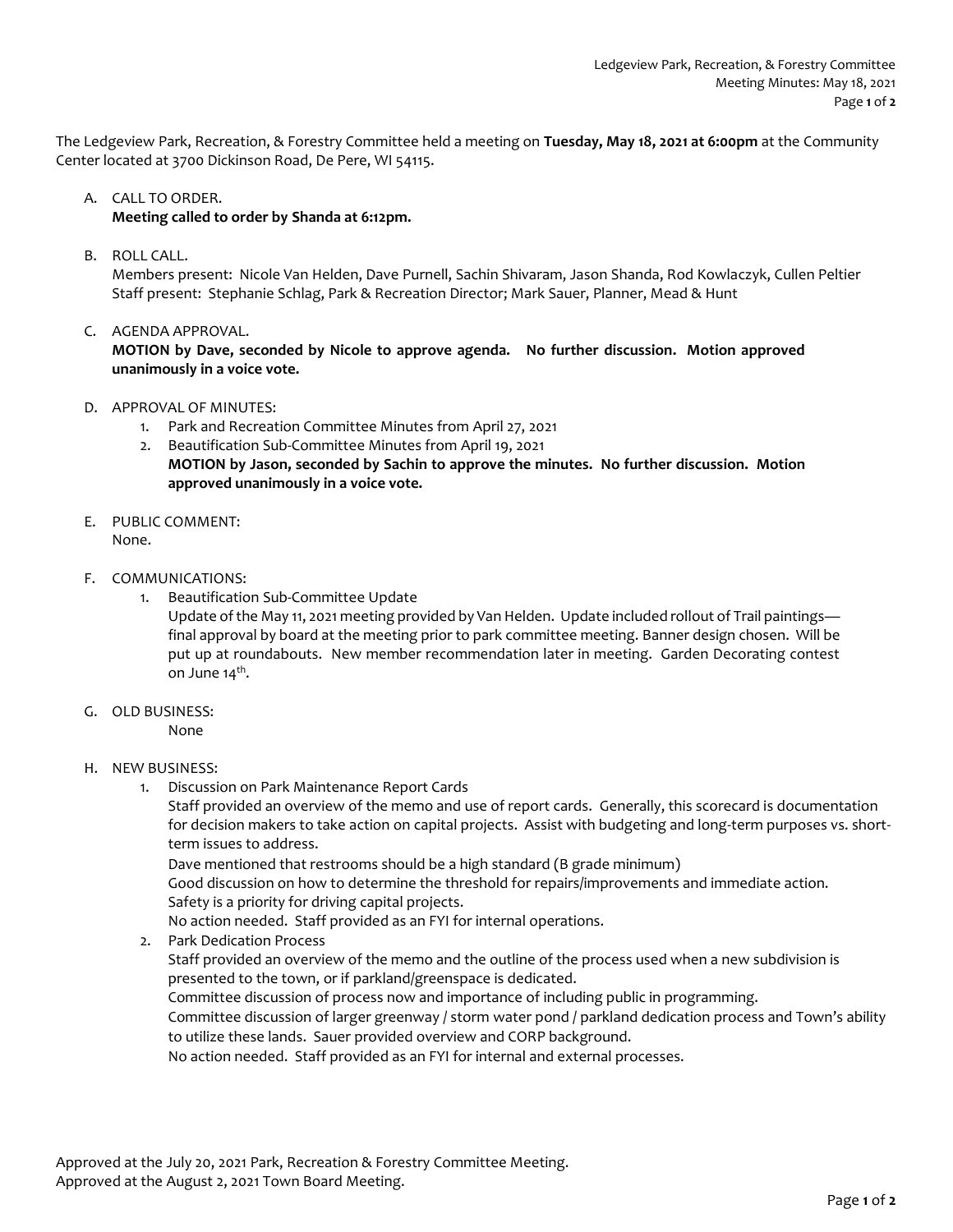The Ledgeview Park, Recreation, & Forestry Committee held a meeting on **Tuesday, May 18, 2021 at 6:00pm** at the Community Center located at 3700 Dickinson Road, De Pere, WI 54115.

A. CALL TO ORDER.
   **Meeting called to order by Shanda at 6:12pm.**

B. ROLL CALL.
   Members present: Nicole Van Helden, Dave Purnell, Sachin Shivaram, Jason Shanda, Rod Kowlaczyk, Cullen Peltier
   Staff present: Stephanie Schlag, Park & Recreation Director; Mark Sauer, Planner, Mead & Hunt

C. AGENDA APPROVAL.
   **MOTION by Dave, seconded by Nicole to approve agenda. No further discussion. Motion approved unanimously in a voice vote.**

D. APPROVAL OF MINUTES:
   1. Park and Recreation Committee Minutes from April 27, 2021
   2. Beautification Sub-Committee Minutes from April 19, 2021
      **MOTION by Jason, seconded by Sachin to approve the minutes. No further discussion. Motion approved unanimously in a voice vote.**

E. PUBLIC COMMENT:
   None.

F. COMMUNICATIONS:
   1. Beautification Sub-Committee Update
      Update of the May 11, 2021 meeting provided by Van Helden. Update included rollout of Trail paintings—final approval by board at the meeting prior to park committee meeting. Banner design chosen. Will be put up at roundabouts. New member recommendation later in meeting. Garden Decorating contest on June 14th.

G. OLD BUSINESS:
   None

H. NEW BUSINESS:
   1. Discussion on Park Maintenance Report Cards
      Staff provided an overview of the memo and use of report cards. Generally, this scorecard is documentation for decision makers to take action on capital projects. Assist with budgeting and long-term purposes vs. short-term issues to address.
      Dave mentioned that restrooms should be a high standard (B grade minimum)
      Good discussion on how to determine the threshold for repairs/improvements and immediate action.
      Safety is a priority for driving capital projects.
      No action needed. Staff provided as an FYI for internal operations.
   2. Park Dedication Process
      Staff provided an overview of the memo and the outline of the process used when a new subdivision is presented to the town, or if parkland/greenspace is dedicated.
      Committee discussion of process now and importance of including public in programming.
      Committee discussion of larger greenway / storm water pond / parkland dedication process and Town's ability to utilize these lands. Sauer provided overview and CORP background.
      No action needed. Staff provided as an FYI for internal and external processes.

Approved at the July 20, 2021 Park, Recreation & Forestry Committee Meeting.
Approved at the August 2, 2021 Town Board Meeting.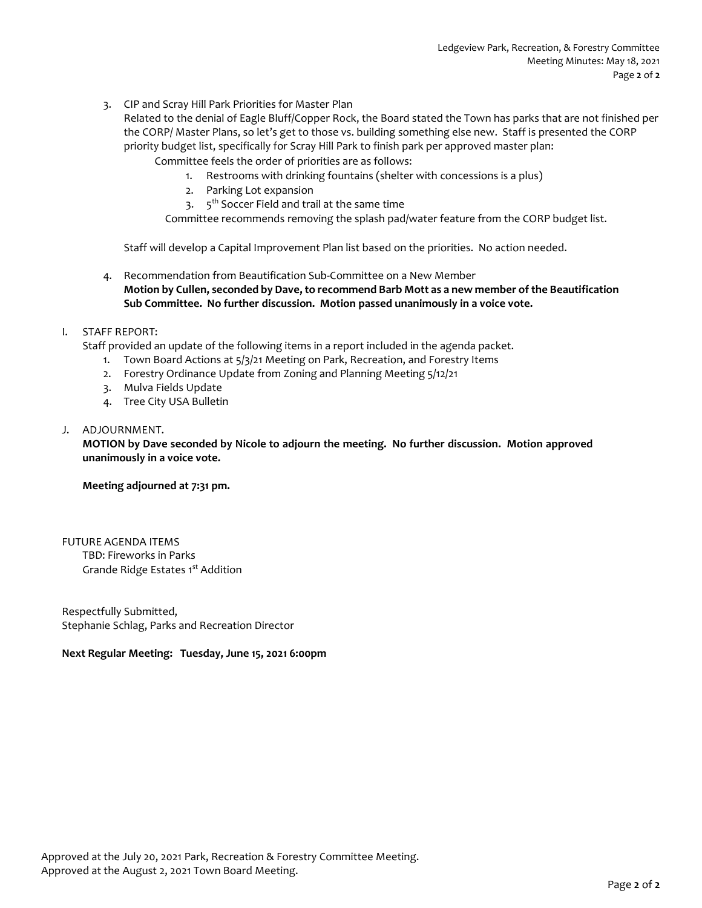3. CIP and Scray Hill Park Priorities for Master Plan
   Related to the denial of Eagle Bluff/Copper Rock, the Board stated the Town has parks that are not finished per the CORP/ Master Plans, so let's get to those vs. building something else new. Staff is presented the CORP priority budget list, specifically for Scray Hill Park to finish park per approved master plan:
   Committee feels the order of priorities are as follows:
   1. Restrooms with drinking fountains (shelter with concessions is a plus)
   2. Parking Lot expansion
   3. 5th Soccer Field and trail at the same time

   Committee recommends removing the splash pad/water feature from the CORP budget list.

   Staff will develop a Capital Improvement Plan list based on the priorities. No action needed.

4. Recommendation from Beautification Sub-Committee on a New Member
   **Motion by Cullen, seconded by Dave, to recommend Barb Mott as a new member of the Beautification Sub Committee. No further discussion. Motion passed unanimously in a voice vote.**

I. STAFF REPORT:
   Staff provided an update of the following items in a report included in the agenda packet.
   1. Town Board Actions at 5/3/21 Meeting on Park, Recreation, and Forestry Items
   2. Forestry Ordinance Update from Zoning and Planning Meeting 5/12/21
   3. Mulva Fields Update
   4. Tree City USA Bulletin

J. ADJOURNMENT.
   **MOTION by Dave seconded by Nicole to adjourn the meeting. No further discussion. Motion approved unanimously in a voice vote.**

   **Meeting adjourned at 7:31 pm.**

FUTURE AGENDA ITEMS
   TBD: Fireworks in Parks
   Grande Ridge Estates 1st Addition

Respectfully Submitted,
Stephanie Schlag, Parks and Recreation Director

**Next Regular Meeting: Tuesday, June 15, 2021 6:00pm**

Approved at the July 20, 2021 Park, Recreation & Forestry Committee Meeting.
Approved at the August 2, 2021 Town Board Meeting.